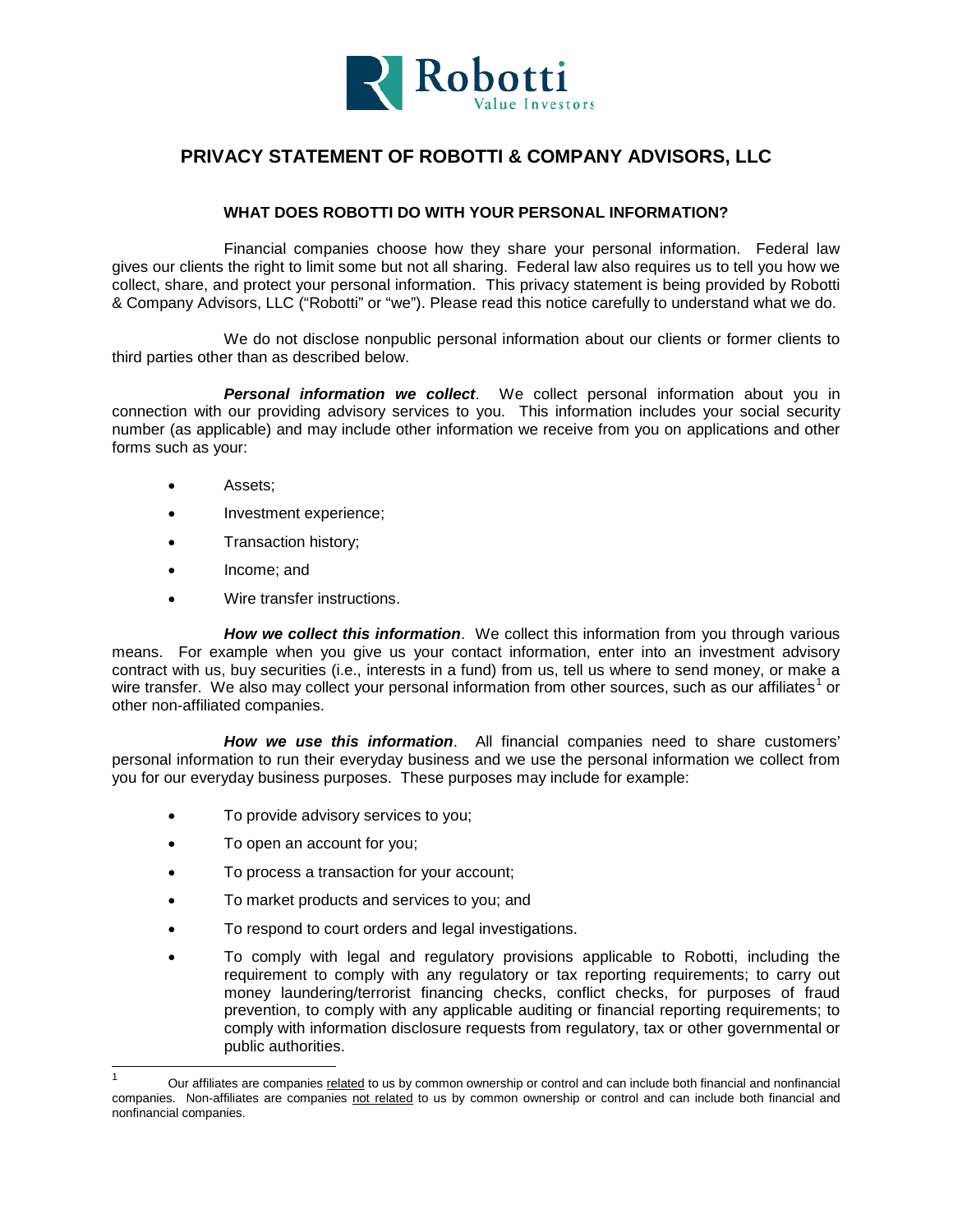# PRIVACY STATEMENT OF ROBOTTI & COMPANY ADVISORS, LLC

## WHAT DOES ROBOTTI DO WITH YOUR PERSONAL INFORMATION?

Financial companies choose how they share your personal information. Federal law gives our clients the right to limit some but not all sharing. Federal law also requires us to tell you how we collect, share, and protect your personal information. This privacy statement is being provided by Robotti & Company Advisors, LLC ("Robotti" or "we"). Please read this notice carefully to understand what we do.

We do not disclose nonpublic personal information about our clients or former clients to third parties other than as described below.

***Personal information we collect***. We collect personal information about you in connection with our providing advisory services to you. This information includes your social security number (as applicable) and may include other information we receive from you on applications and other forms such as your:

- Assets;
- Investment experience;
- Transaction history;
- Income; and
- Wire transfer instructions.

***How we collect this information***. We collect this information from you through various means. For example when you give us your contact information, enter into an investment advisory contract with us, buy securities (i.e., interests in a fund) from us, tell us where to send money, or make a wire transfer. We also may collect your personal information from other sources, such as our affiliates[1] or other non-affiliated companies.

***How we use this information***. All financial companies need to share customers' personal information to run their everyday business and we use the personal information we collect from you for our everyday business purposes. These purposes may include for example:

- To provide advisory services to you;
- To open an account for you;
- To process a transaction for your account;
- To market products and services to you; and
- To respond to court orders and legal investigations.
- To comply with legal and regulatory provisions applicable to Robotti, including the requirement to comply with any regulatory or tax reporting requirements; to carry out money laundering/terrorist financing checks, conflict checks, for purposes of fraud prevention, to comply with any applicable auditing or financial reporting requirements; to comply with information disclosure requests from regulatory, tax or other governmental or public authorities.

[1] Our affiliates are companies related to us by common ownership or control and can include both financial and nonfinancial companies. Non-affiliates are companies not related to us by common ownership or control and can include both financial and nonfinancial companies.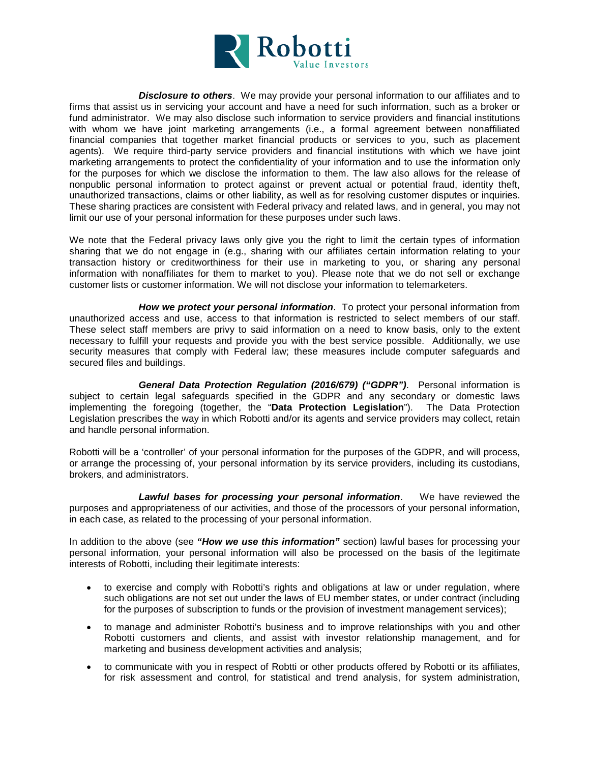***Disclosure to others***. We may provide your personal information to our affiliates and to firms that assist us in servicing your account and have a need for such information, such as a broker or fund administrator. We may also disclose such information to service providers and financial institutions with whom we have joint marketing arrangements (i.e., a formal agreement between nonaffiliated financial companies that together market financial products or services to you, such as placement agents). We require third-party service providers and financial institutions with which we have joint marketing arrangements to protect the confidentiality of your information and to use the information only for the purposes for which we disclose the information to them. The law also allows for the release of nonpublic personal information to protect against or prevent actual or potential fraud, identity theft, unauthorized transactions, claims or other liability, as well as for resolving customer disputes or inquiries. These sharing practices are consistent with Federal privacy and related laws, and in general, you may not limit our use of your personal information for these purposes under such laws.

We note that the Federal privacy laws only give you the right to limit the certain types of information sharing that we do not engage in (e.g., sharing with our affiliates certain information relating to your transaction history or creditworthiness for their use in marketing to you, or sharing any personal information with nonaffiliates for them to market to you). Please note that we do not sell or exchange customer lists or customer information. We will not disclose your information to telemarketers.

***How we protect your personal information***. To protect your personal information from unauthorized access and use, access to that information is restricted to select members of our staff. These select staff members are privy to said information on a need to know basis, only to the extent necessary to fulfill your requests and provide you with the best service possible. Additionally, we use security measures that comply with Federal law; these measures include computer safeguards and secured files and buildings.

***General Data Protection Regulation (2016/679) ("GDPR")***. Personal information is subject to certain legal safeguards specified in the GDPR and any secondary or domestic laws implementing the foregoing (together, the "**Data Protection Legislation**"). The Data Protection Legislation prescribes the way in which Robotti and/or its agents and service providers may collect, retain and handle personal information.

Robotti will be a 'controller' of your personal information for the purposes of the GDPR, and will process, or arrange the processing of, your personal information by its service providers, including its custodians, brokers, and administrators.

***Lawful bases for processing your personal information***. We have reviewed the purposes and appropriateness of our activities, and those of the processors of your personal information, in each case, as related to the processing of your personal information.

In addition to the above (see ***"How we use this information"*** section) lawful bases for processing your personal information, your personal information will also be processed on the basis of the legitimate interests of Robotti, including their legitimate interests:

- to exercise and comply with Robotti's rights and obligations at law or under regulation, where such obligations are not set out under the laws of EU member states, or under contract (including for the purposes of subscription to funds or the provision of investment management services);
- to manage and administer Robotti's business and to improve relationships with you and other Robotti customers and clients, and assist with investor relationship management, and for marketing and business development activities and analysis;
- to communicate with you in respect of Robtti or other products offered by Robotti or its affiliates, for risk assessment and control, for statistical and trend analysis, for system administration,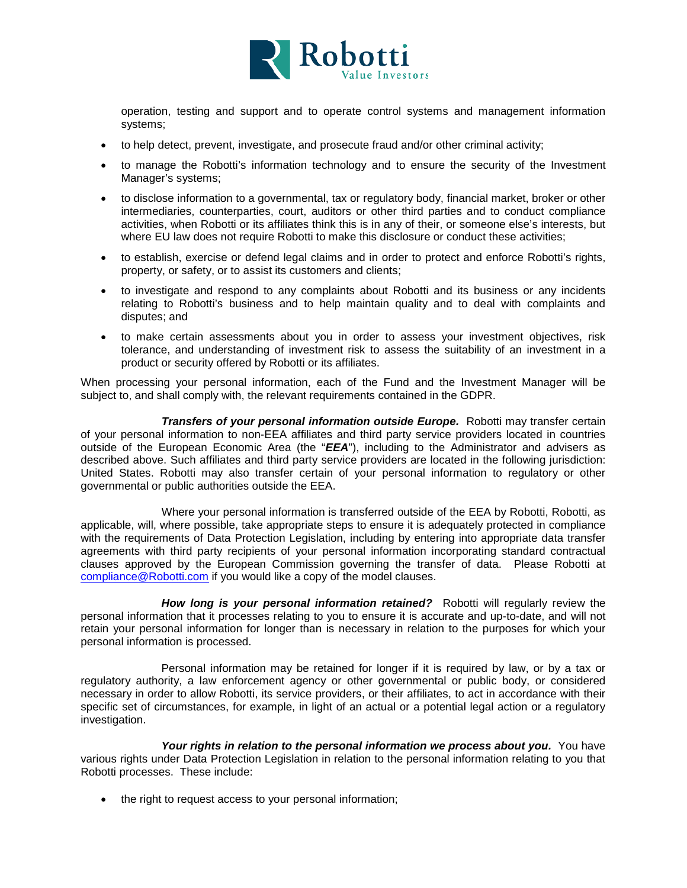operation, testing and support and to operate control systems and management information systems;

- to help detect, prevent, investigate, and prosecute fraud and/or other criminal activity;
- to manage the Robotti's information technology and to ensure the security of the Investment Manager's systems;
- to disclose information to a governmental, tax or regulatory body, financial market, broker or other intermediaries, counterparties, court, auditors or other third parties and to conduct compliance activities, when Robotti or its affiliates think this is in any of their, or someone else's interests, but where EU law does not require Robotti to make this disclosure or conduct these activities;
- to establish, exercise or defend legal claims and in order to protect and enforce Robotti's rights, property, or safety, or to assist its customers and clients;
- to investigate and respond to any complaints about Robotti and its business or any incidents relating to Robotti's business and to help maintain quality and to deal with complaints and disputes; and
- to make certain assessments about you in order to assess your investment objectives, risk tolerance, and understanding of investment risk to assess the suitability of an investment in a product or security offered by Robotti or its affiliates.

When processing your personal information, each of the Fund and the Investment Manager will be subject to, and shall comply with, the relevant requirements contained in the GDPR.

***Transfers of your personal information outside Europe.*** Robotti may transfer certain of your personal information to non-EEA affiliates and third party service providers located in countries outside of the European Economic Area (the "***EEA***"), including to the Administrator and advisers as described above. Such affiliates and third party service providers are located in the following jurisdiction: United States. Robotti may also transfer certain of your personal information to regulatory or other governmental or public authorities outside the EEA.

Where your personal information is transferred outside of the EEA by Robotti, Robotti, as applicable, will, where possible, take appropriate steps to ensure it is adequately protected in compliance with the requirements of Data Protection Legislation, including by entering into appropriate data transfer agreements with third party recipients of your personal information incorporating standard contractual clauses approved by the European Commission governing the transfer of data. Please Robotti at compliance@Robotti.com if you would like a copy of the model clauses.

***How long is your personal information retained?*** Robotti will regularly review the personal information that it processes relating to you to ensure it is accurate and up-to-date, and will not retain your personal information for longer than is necessary in relation to the purposes for which your personal information is processed.

Personal information may be retained for longer if it is required by law, or by a tax or regulatory authority, a law enforcement agency or other governmental or public body, or considered necessary in order to allow Robotti, its service providers, or their affiliates, to act in accordance with their specific set of circumstances, for example, in light of an actual or a potential legal action or a regulatory investigation.

***Your rights in relation to the personal information we process about you.*** You have various rights under Data Protection Legislation in relation to the personal information relating to you that Robotti processes. These include:

- the right to request access to your personal information;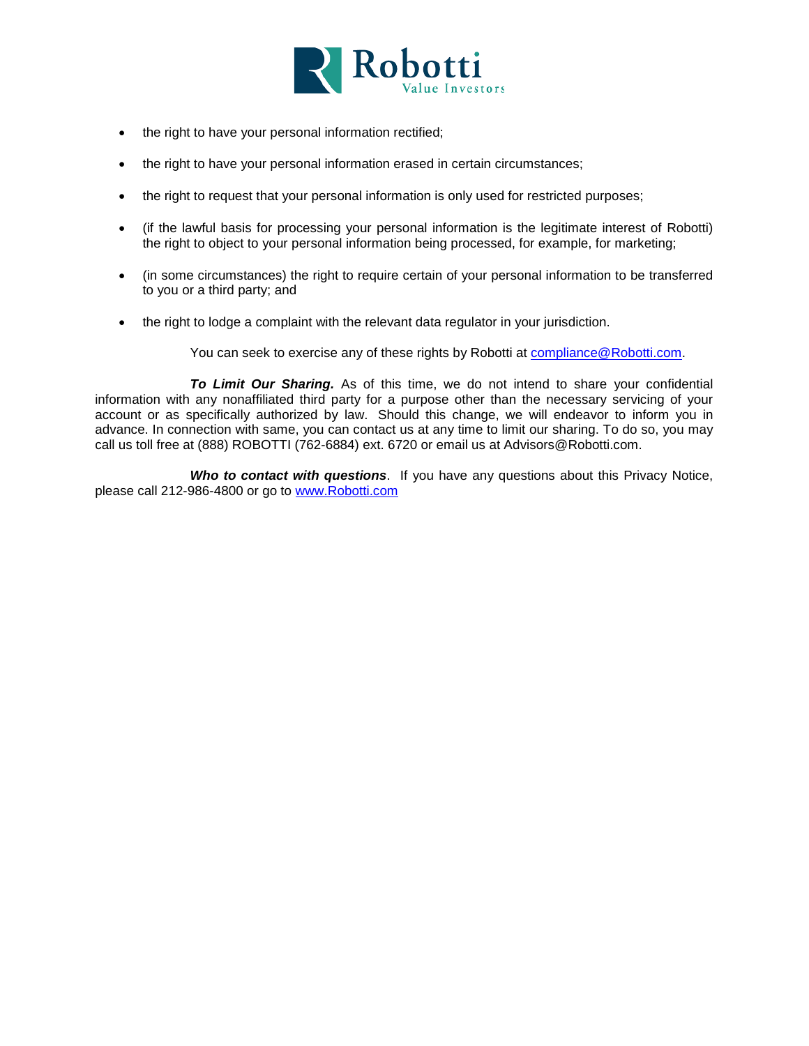- the right to have your personal information rectified;
- the right to have your personal information erased in certain circumstances;
- the right to request that your personal information is only used for restricted purposes;
- (if the lawful basis for processing your personal information is the legitimate interest of Robotti) the right to object to your personal information being processed, for example, for marketing;
- (in some circumstances) the right to require certain of your personal information to be transferred to you or a third party; and
- the right to lodge a complaint with the relevant data regulator in your jurisdiction.

You can seek to exercise any of these rights by Robotti at compliance@Robotti.com.

***To Limit Our Sharing.*** As of this time, we do not intend to share your confidential information with any nonaffiliated third party for a purpose other than the necessary servicing of your account or as specifically authorized by law. Should this change, we will endeavor to inform you in advance. In connection with same, you can contact us at any time to limit our sharing. To do so, you may call us toll free at (888) ROBOTTI (762-6884) ext. 6720 or email us at Advisors@Robotti.com.

***Who to contact with questions***. If you have any questions about this Privacy Notice, please call 212-986-4800 or go to www.Robotti.com